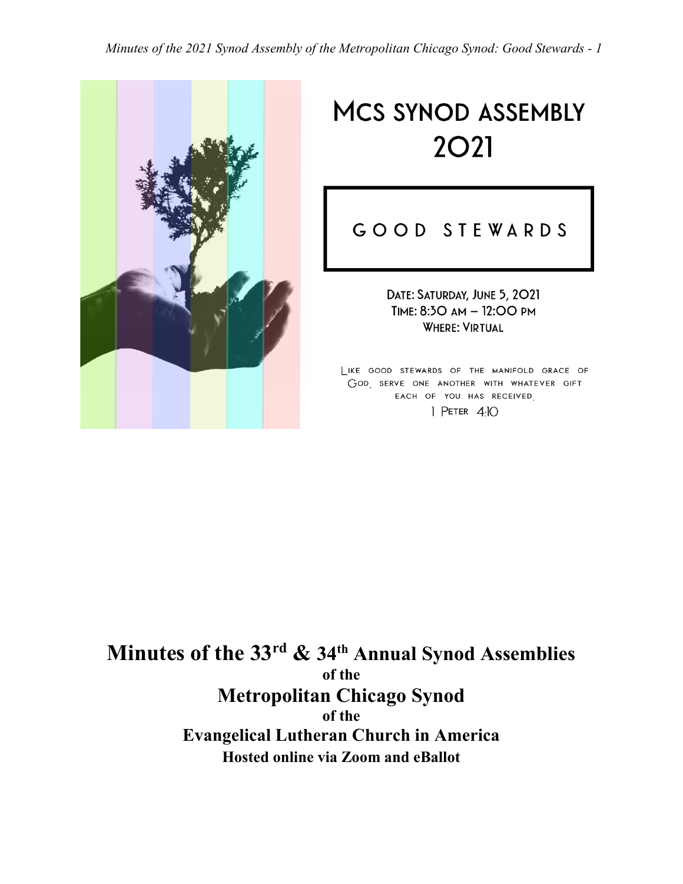# MCS SYNOD ASSEMBLY 2021

## GOOD STEWARDS

DATE: SATURDAY, JUNE 5, 2021
TIME: 8:30 AM – 12:00 PM
WHERE: VIRTUAL

LIKE GOOD STEWARDS OF THE MANIFOLD GRACE OF GOD, SERVE ONE ANOTHER WITH WHATEVER GIFT EACH OF YOU HAS RECEIVED.
1 PETER 4:10

# Minutes of the 33rd & 34th Annual Synod Assemblies

**of the**

## Metropolitan Chicago Synod

**of the**

### Evangelical Lutheran Church in America

**Hosted online via Zoom and eBallot**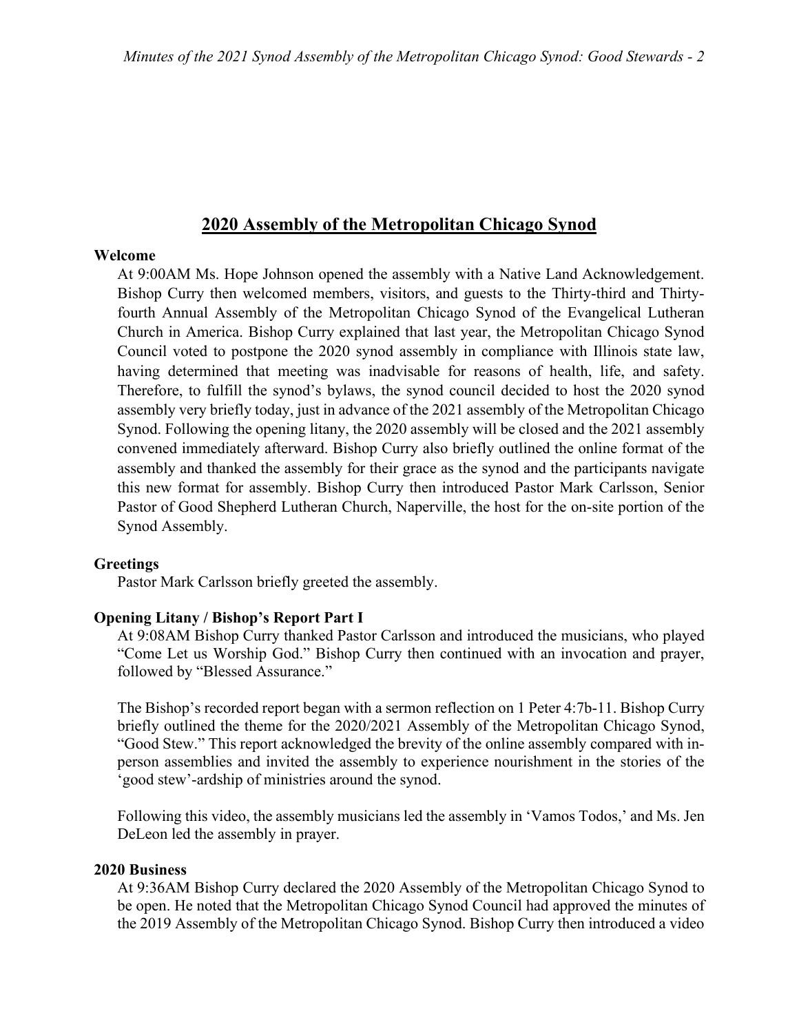## 2020 Assembly of the Metropolitan Chicago Synod

**Welcome**

At 9:00AM Ms. Hope Johnson opened the assembly with a Native Land Acknowledgement. Bishop Curry then welcomed members, visitors, and guests to the Thirty-third and Thirty-fourth Annual Assembly of the Metropolitan Chicago Synod of the Evangelical Lutheran Church in America. Bishop Curry explained that last year, the Metropolitan Chicago Synod Council voted to postpone the 2020 synod assembly in compliance with Illinois state law, having determined that meeting was inadvisable for reasons of health, life, and safety. Therefore, to fulfill the synod's bylaws, the synod council decided to host the 2020 synod assembly very briefly today, just in advance of the 2021 assembly of the Metropolitan Chicago Synod. Following the opening litany, the 2020 assembly will be closed and the 2021 assembly convened immediately afterward. Bishop Curry also briefly outlined the online format of the assembly and thanked the assembly for their grace as the synod and the participants navigate this new format for assembly. Bishop Curry then introduced Pastor Mark Carlsson, Senior Pastor of Good Shepherd Lutheran Church, Naperville, the host for the on-site portion of the Synod Assembly.

**Greetings**

Pastor Mark Carlsson briefly greeted the assembly.

**Opening Litany / Bishop's Report Part I**

At 9:08AM Bishop Curry thanked Pastor Carlsson and introduced the musicians, who played "Come Let us Worship God." Bishop Curry then continued with an invocation and prayer, followed by "Blessed Assurance."

The Bishop's recorded report began with a sermon reflection on 1 Peter 4:7b-11. Bishop Curry briefly outlined the theme for the 2020/2021 Assembly of the Metropolitan Chicago Synod, "Good Stew." This report acknowledged the brevity of the online assembly compared with in-person assemblies and invited the assembly to experience nourishment in the stories of the 'good stew'-ardship of ministries around the synod.

Following this video, the assembly musicians led the assembly in 'Vamos Todos,' and Ms. Jen DeLeon led the assembly in prayer.

**2020 Business**

At 9:36AM Bishop Curry declared the 2020 Assembly of the Metropolitan Chicago Synod to be open. He noted that the Metropolitan Chicago Synod Council had approved the minutes of the 2019 Assembly of the Metropolitan Chicago Synod. Bishop Curry then introduced a video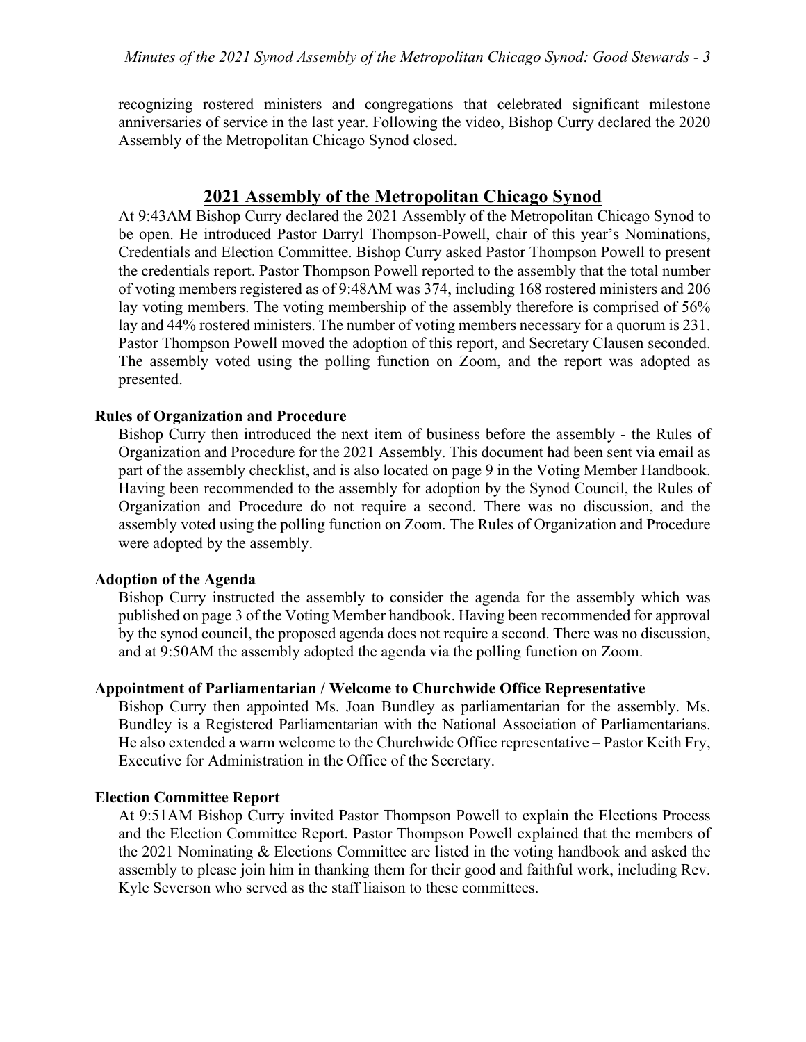recognizing rostered ministers and congregations that celebrated significant milestone anniversaries of service in the last year. Following the video, Bishop Curry declared the 2020 Assembly of the Metropolitan Chicago Synod closed.

## 2021 Assembly of the Metropolitan Chicago Synod

At 9:43AM Bishop Curry declared the 2021 Assembly of the Metropolitan Chicago Synod to be open. He introduced Pastor Darryl Thompson-Powell, chair of this year's Nominations, Credentials and Election Committee. Bishop Curry asked Pastor Thompson Powell to present the credentials report. Pastor Thompson Powell reported to the assembly that the total number of voting members registered as of 9:48AM was 374, including 168 rostered ministers and 206 lay voting members. The voting membership of the assembly therefore is comprised of 56% lay and 44% rostered ministers. The number of voting members necessary for a quorum is 231. Pastor Thompson Powell moved the adoption of this report, and Secretary Clausen seconded. The assembly voted using the polling function on Zoom, and the report was adopted as presented.

### Rules of Organization and Procedure

Bishop Curry then introduced the next item of business before the assembly - the Rules of Organization and Procedure for the 2021 Assembly. This document had been sent via email as part of the assembly checklist, and is also located on page 9 in the Voting Member Handbook. Having been recommended to the assembly for adoption by the Synod Council, the Rules of Organization and Procedure do not require a second. There was no discussion, and the assembly voted using the polling function on Zoom. The Rules of Organization and Procedure were adopted by the assembly.

### Adoption of the Agenda

Bishop Curry instructed the assembly to consider the agenda for the assembly which was published on page 3 of the Voting Member handbook. Having been recommended for approval by the synod council, the proposed agenda does not require a second. There was no discussion, and at 9:50AM the assembly adopted the agenda via the polling function on Zoom.

### Appointment of Parliamentarian / Welcome to Churchwide Office Representative

Bishop Curry then appointed Ms. Joan Bundley as parliamentarian for the assembly. Ms. Bundley is a Registered Parliamentarian with the National Association of Parliamentarians. He also extended a warm welcome to the Churchwide Office representative – Pastor Keith Fry, Executive for Administration in the Office of the Secretary.

### Election Committee Report

At 9:51AM Bishop Curry invited Pastor Thompson Powell to explain the Elections Process and the Election Committee Report. Pastor Thompson Powell explained that the members of the 2021 Nominating & Elections Committee are listed in the voting handbook and asked the assembly to please join him in thanking them for their good and faithful work, including Rev. Kyle Severson who served as the staff liaison to these committees.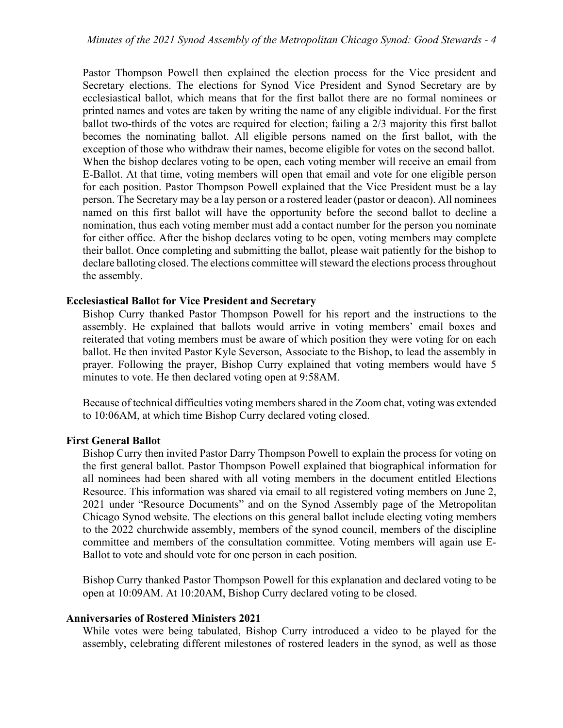Pastor Thompson Powell then explained the election process for the Vice president and Secretary elections. The elections for Synod Vice President and Synod Secretary are by ecclesiastical ballot, which means that for the first ballot there are no formal nominees or printed names and votes are taken by writing the name of any eligible individual. For the first ballot two-thirds of the votes are required for election; failing a 2/3 majority this first ballot becomes the nominating ballot. All eligible persons named on the first ballot, with the exception of those who withdraw their names, become eligible for votes on the second ballot. When the bishop declares voting to be open, each voting member will receive an email from E-Ballot. At that time, voting members will open that email and vote for one eligible person for each position. Pastor Thompson Powell explained that the Vice President must be a lay person. The Secretary may be a lay person or a rostered leader (pastor or deacon). All nominees named on this first ballot will have the opportunity before the second ballot to decline a nomination, thus each voting member must add a contact number for the person you nominate for either office. After the bishop declares voting to be open, voting members may complete their ballot. Once completing and submitting the ballot, please wait patiently for the bishop to declare balloting closed. The elections committee will steward the elections process throughout the assembly.

**Ecclesiastical Ballot for Vice President and Secretary**

Bishop Curry thanked Pastor Thompson Powell for his report and the instructions to the assembly. He explained that ballots would arrive in voting members' email boxes and reiterated that voting members must be aware of which position they were voting for on each ballot. He then invited Pastor Kyle Severson, Associate to the Bishop, to lead the assembly in prayer. Following the prayer, Bishop Curry explained that voting members would have 5 minutes to vote. He then declared voting open at 9:58AM.

Because of technical difficulties voting members shared in the Zoom chat, voting was extended to 10:06AM, at which time Bishop Curry declared voting closed.

**First General Ballot**

Bishop Curry then invited Pastor Darry Thompson Powell to explain the process for voting on the first general ballot. Pastor Thompson Powell explained that biographical information for all nominees had been shared with all voting members in the document entitled Elections Resource. This information was shared via email to all registered voting members on June 2, 2021 under "Resource Documents" and on the Synod Assembly page of the Metropolitan Chicago Synod website. The elections on this general ballot include electing voting members to the 2022 churchwide assembly, members of the synod council, members of the discipline committee and members of the consultation committee. Voting members will again use E-Ballot to vote and should vote for one person in each position.

Bishop Curry thanked Pastor Thompson Powell for this explanation and declared voting to be open at 10:09AM. At 10:20AM, Bishop Curry declared voting to be closed.

**Anniversaries of Rostered Ministers 2021**

While votes were being tabulated, Bishop Curry introduced a video to be played for the assembly, celebrating different milestones of rostered leaders in the synod, as well as those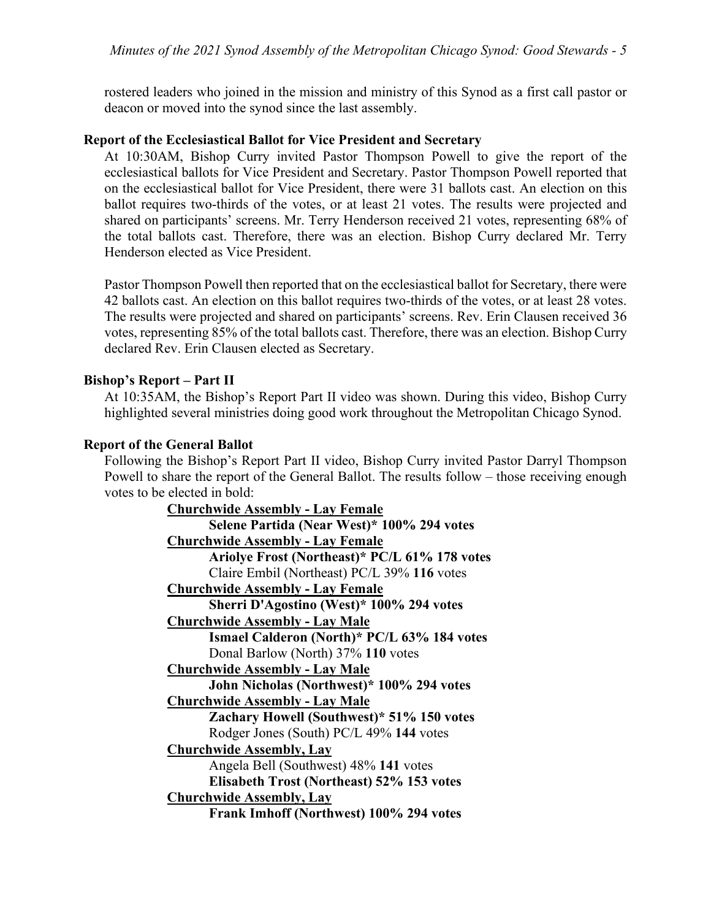rostered leaders who joined in the mission and ministry of this Synod as a first call pastor or deacon or moved into the synod since the last assembly.

**Report of the Ecclesiastical Ballot for Vice President and Secretary**

At 10:30AM, Bishop Curry invited Pastor Thompson Powell to give the report of the ecclesiastical ballots for Vice President and Secretary. Pastor Thompson Powell reported that on the ecclesiastical ballot for Vice President, there were 31 ballots cast. An election on this ballot requires two-thirds of the votes, or at least 21 votes. The results were projected and shared on participants' screens. Mr. Terry Henderson received 21 votes, representing 68% of the total ballots cast. Therefore, there was an election. Bishop Curry declared Mr. Terry Henderson elected as Vice President.

Pastor Thompson Powell then reported that on the ecclesiastical ballot for Secretary, there were 42 ballots cast. An election on this ballot requires two-thirds of the votes, or at least 28 votes. The results were projected and shared on participants' screens. Rev. Erin Clausen received 36 votes, representing 85% of the total ballots cast. Therefore, there was an election. Bishop Curry declared Rev. Erin Clausen elected as Secretary.

**Bishop's Report – Part II**

At 10:35AM, the Bishop's Report Part II video was shown. During this video, Bishop Curry highlighted several ministries doing good work throughout the Metropolitan Chicago Synod.

**Report of the General Ballot**

Following the Bishop's Report Part II video, Bishop Curry invited Pastor Darryl Thompson Powell to share the report of the General Ballot. The results follow – those receiving enough votes to be elected in bold:

**Churchwide Assembly - Lay Female**
- **Selene Partida (Near West)* 100% 294 votes**

**Churchwide Assembly - Lay Female**
- **Ariolye Frost (Northeast)* PC/L 61% 178 votes**
- Claire Embil (Northeast) PC/L 39% **116** votes

**Churchwide Assembly - Lay Female**
- **Sherri D'Agostino (West)* 100% 294 votes**

**Churchwide Assembly - Lay Male**
- **Ismael Calderon (North)* PC/L 63% 184 votes**
- Donal Barlow (North) 37% **110** votes

**Churchwide Assembly - Lay Male**
- **John Nicholas (Northwest)* 100% 294 votes**

**Churchwide Assembly - Lay Male**
- **Zachary Howell (Southwest)* 51% 150 votes**
- Rodger Jones (South) PC/L 49% **144** votes

**Churchwide Assembly, Lay**
- Angela Bell (Southwest) 48% **141** votes
- **Elisabeth Trost (Northeast) 52% 153 votes**

**Churchwide Assembly, Lay**
- **Frank Imhoff (Northwest) 100% 294 votes**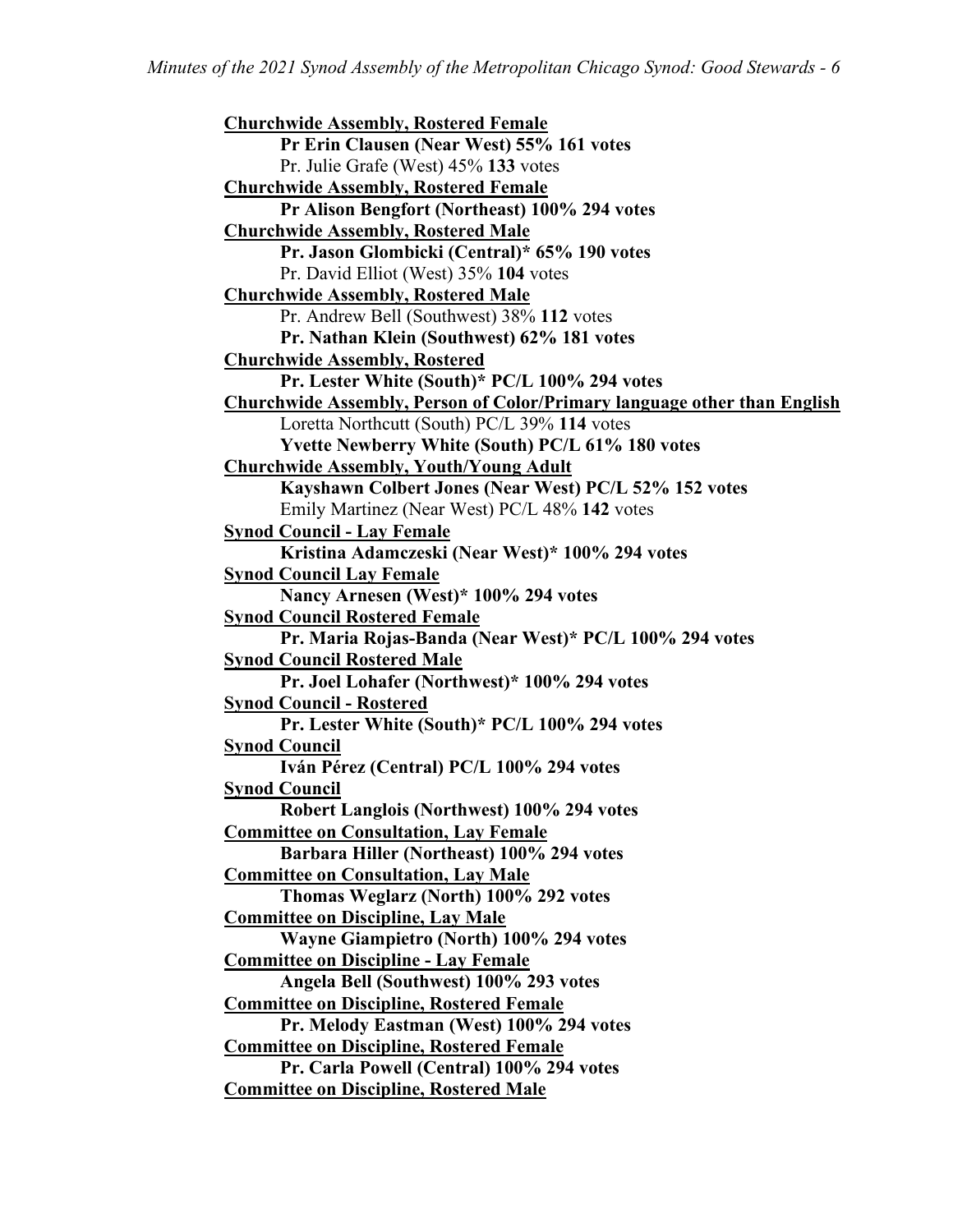<u>**Churchwide Assembly, Rostered Female**</u>

**Pr Erin Clausen (Near West) 55% 161 votes**

Pr. Julie Grafe (West) 45% **133** votes

<u>**Churchwide Assembly, Rostered Female**</u>

**Pr Alison Bengfort (Northeast) 100% 294 votes**

<u>**Churchwide Assembly, Rostered Male**</u>

**Pr. Jason Glombicki (Central)* 65% 190 votes**

Pr. David Elliot (West) 35% **104** votes

<u>**Churchwide Assembly, Rostered Male**</u>

Pr. Andrew Bell (Southwest) 38% **112** votes

**Pr. Nathan Klein (Southwest) 62% 181 votes**

<u>**Churchwide Assembly, Rostered**</u>

**Pr. Lester White (South)* PC/L 100% 294 votes**

<u>**Churchwide Assembly, Person of Color/Primary language other than English**</u>

Loretta Northcutt (South) PC/L 39% **114** votes

**Yvette Newberry White (South) PC/L 61% 180 votes**

<u>**Churchwide Assembly, Youth/Young Adult**</u>

**Kayshawn Colbert Jones (Near West) PC/L 52% 152 votes**

Emily Martinez (Near West) PC/L 48% **142** votes

<u>**Synod Council - Lay Female**</u>

**Kristina Adamczeski (Near West)* 100% 294 votes**

<u>**Synod Council Lay Female**</u>

**Nancy Arnesen (West)* 100% 294 votes**

<u>**Synod Council Rostered Female**</u>

**Pr. Maria Rojas-Banda (Near West)* PC/L 100% 294 votes**

<u>**Synod Council Rostered Male**</u>

**Pr. Joel Lohafer (Northwest)* 100% 294 votes**

<u>**Synod Council - Rostered**</u>

**Pr. Lester White (South)* PC/L 100% 294 votes**

<u>**Synod Council**</u>

**Iván Pérez (Central) PC/L 100% 294 votes**

<u>**Synod Council**</u>

**Robert Langlois (Northwest) 100% 294 votes**

<u>**Committee on Consultation, Lay Female**</u>

**Barbara Hiller (Northeast) 100% 294 votes**

<u>**Committee on Consultation, Lay Male**</u>

**Thomas Weglarz (North) 100% 292 votes**

<u>**Committee on Discipline, Lay Male**</u>

**Wayne Giampietro (North) 100% 294 votes**

<u>**Committee on Discipline - Lay Female**</u>

**Angela Bell (Southwest) 100% 293 votes**

<u>**Committee on Discipline, Rostered Female**</u>

**Pr. Melody Eastman (West) 100% 294 votes**

<u>**Committee on Discipline, Rostered Female**</u>

**Pr. Carla Powell (Central) 100% 294 votes**

<u>**Committee on Discipline, Rostered Male**</u>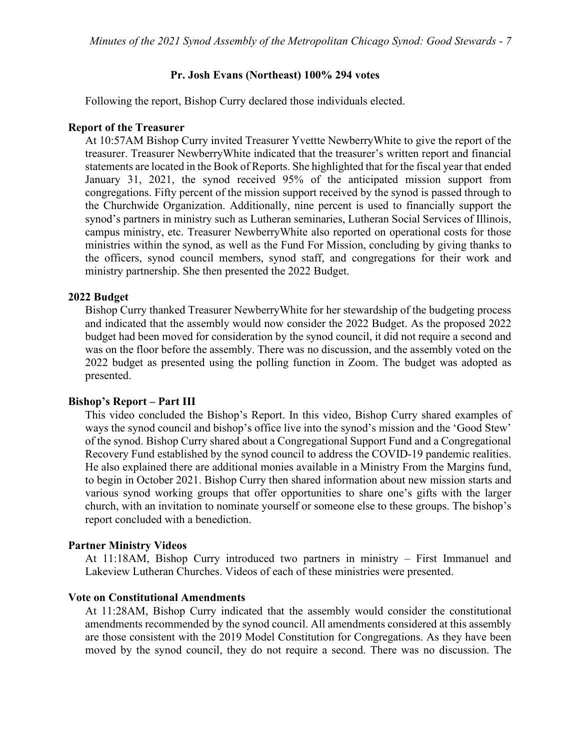**Pr. Josh Evans (Northeast) 100% 294 votes**

Following the report, Bishop Curry declared those individuals elected.

**Report of the Treasurer**

At 10:57AM Bishop Curry invited Treasurer Yvettte NewberryWhite to give the report of the treasurer. Treasurer NewberryWhite indicated that the treasurer's written report and financial statements are located in the Book of Reports. She highlighted that for the fiscal year that ended January 31, 2021, the synod received 95% of the anticipated mission support from congregations. Fifty percent of the mission support received by the synod is passed through to the Churchwide Organization. Additionally, nine percent is used to financially support the synod's partners in ministry such as Lutheran seminaries, Lutheran Social Services of Illinois, campus ministry, etc. Treasurer NewberryWhite also reported on operational costs for those ministries within the synod, as well as the Fund For Mission, concluding by giving thanks to the officers, synod council members, synod staff, and congregations for their work and ministry partnership. She then presented the 2022 Budget.

**2022 Budget**

Bishop Curry thanked Treasurer NewberryWhite for her stewardship of the budgeting process and indicated that the assembly would now consider the 2022 Budget. As the proposed 2022 budget had been moved for consideration by the synod council, it did not require a second and was on the floor before the assembly. There was no discussion, and the assembly voted on the 2022 budget as presented using the polling function in Zoom. The budget was adopted as presented.

**Bishop's Report – Part III**

This video concluded the Bishop's Report. In this video, Bishop Curry shared examples of ways the synod council and bishop's office live into the synod's mission and the 'Good Stew' of the synod. Bishop Curry shared about a Congregational Support Fund and a Congregational Recovery Fund established by the synod council to address the COVID-19 pandemic realities. He also explained there are additional monies available in a Ministry From the Margins fund, to begin in October 2021. Bishop Curry then shared information about new mission starts and various synod working groups that offer opportunities to share one's gifts with the larger church, with an invitation to nominate yourself or someone else to these groups. The bishop's report concluded with a benediction.

**Partner Ministry Videos**

At 11:18AM, Bishop Curry introduced two partners in ministry – First Immanuel and Lakeview Lutheran Churches. Videos of each of these ministries were presented.

**Vote on Constitutional Amendments**

At 11:28AM, Bishop Curry indicated that the assembly would consider the constitutional amendments recommended by the synod council. All amendments considered at this assembly are those consistent with the 2019 Model Constitution for Congregations. As they have been moved by the synod council, they do not require a second. There was no discussion. The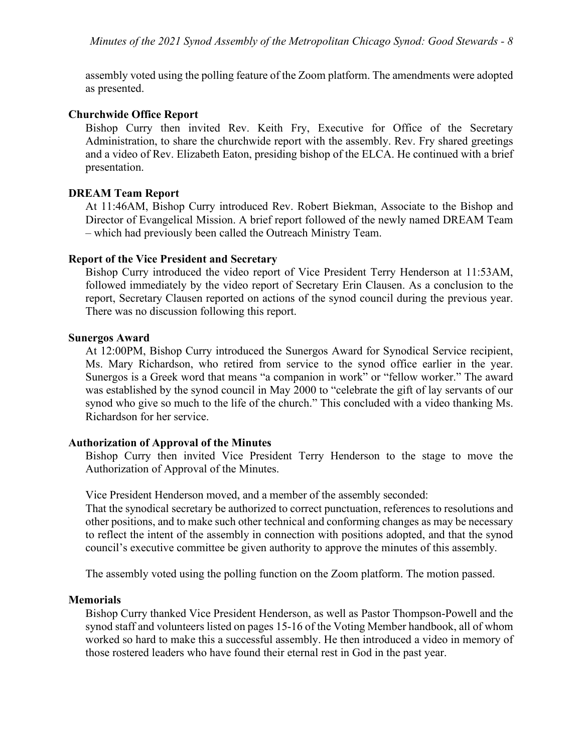assembly voted using the polling feature of the Zoom platform. The amendments were adopted as presented.

**Churchwide Office Report**

Bishop Curry then invited Rev. Keith Fry, Executive for Office of the Secretary Administration, to share the churchwide report with the assembly. Rev. Fry shared greetings and a video of Rev. Elizabeth Eaton, presiding bishop of the ELCA. He continued with a brief presentation.

**DREAM Team Report**

At 11:46AM, Bishop Curry introduced Rev. Robert Biekman, Associate to the Bishop and Director of Evangelical Mission. A brief report followed of the newly named DREAM Team – which had previously been called the Outreach Ministry Team.

**Report of the Vice President and Secretary**

Bishop Curry introduced the video report of Vice President Terry Henderson at 11:53AM, followed immediately by the video report of Secretary Erin Clausen. As a conclusion to the report, Secretary Clausen reported on actions of the synod council during the previous year. There was no discussion following this report.

**Sunergos Award**

At 12:00PM, Bishop Curry introduced the Sunergos Award for Synodical Service recipient, Ms. Mary Richardson, who retired from service to the synod office earlier in the year. Sunergos is a Greek word that means "a companion in work" or "fellow worker." The award was established by the synod council in May 2000 to "celebrate the gift of lay servants of our synod who give so much to the life of the church." This concluded with a video thanking Ms. Richardson for her service.

**Authorization of Approval of the Minutes**

Bishop Curry then invited Vice President Terry Henderson to the stage to move the Authorization of Approval of the Minutes.

Vice President Henderson moved, and a member of the assembly seconded:
That the synodical secretary be authorized to correct punctuation, references to resolutions and other positions, and to make such other technical and conforming changes as may be necessary to reflect the intent of the assembly in connection with positions adopted, and that the synod council's executive committee be given authority to approve the minutes of this assembly.

The assembly voted using the polling function on the Zoom platform. The motion passed.

**Memorials**

Bishop Curry thanked Vice President Henderson, as well as Pastor Thompson-Powell and the synod staff and volunteers listed on pages 15-16 of the Voting Member handbook, all of whom worked so hard to make this a successful assembly. He then introduced a video in memory of those rostered leaders who have found their eternal rest in God in the past year.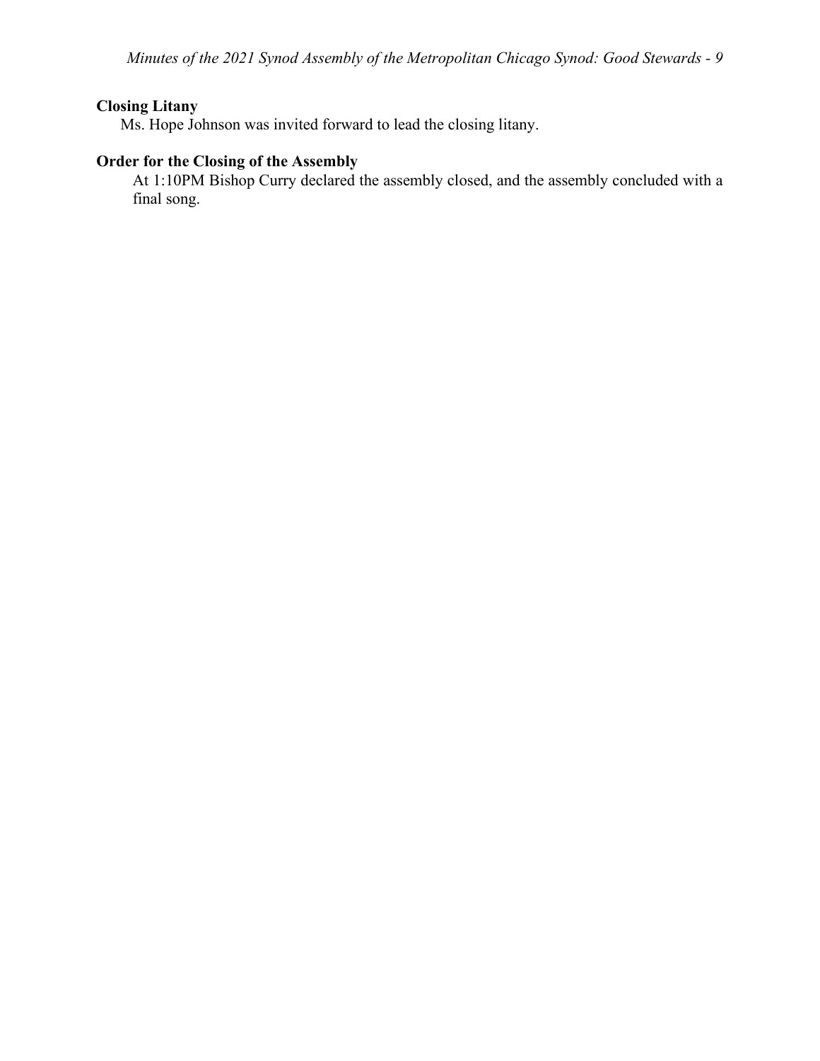**Closing Litany**

Ms. Hope Johnson was invited forward to lead the closing litany.

**Order for the Closing of the Assembly**

At 1:10PM Bishop Curry declared the assembly closed, and the assembly concluded with a final song.